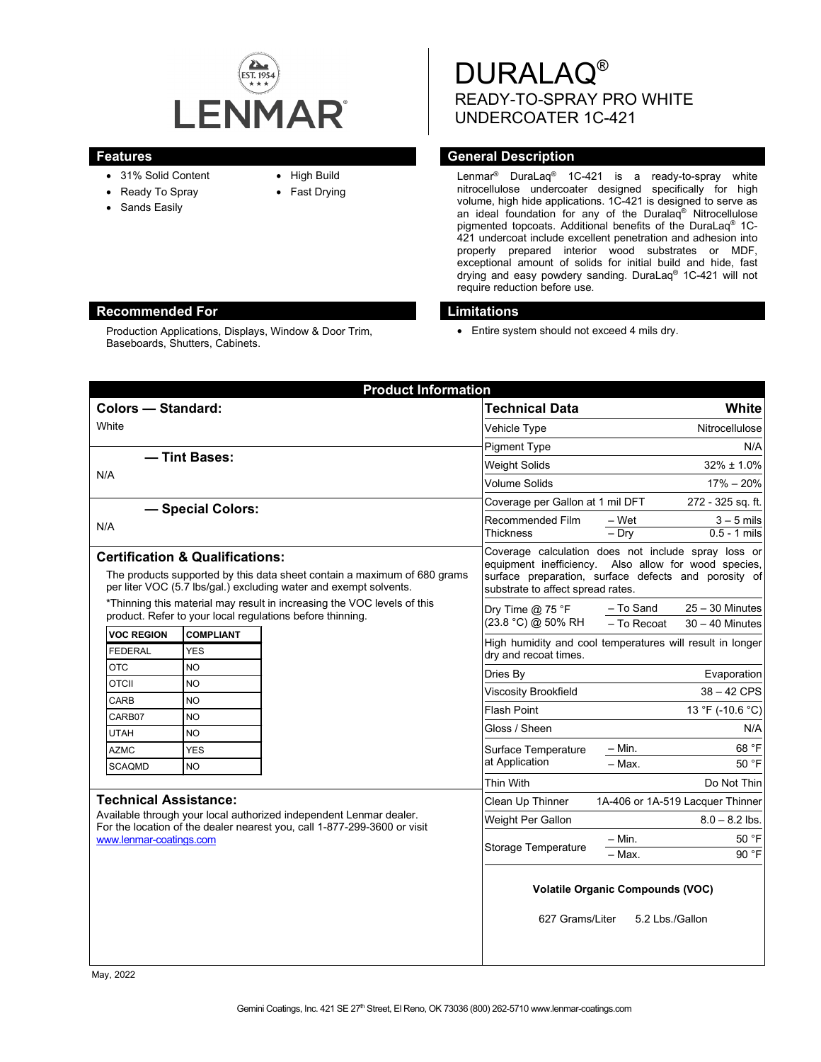LENMAR

EST. 1954

# DURALAQ®

## READY-TO-SPRAY PRO WHITE UNDERCOATER 1C-421

## Features

- 31% Solid Content
- Ready To Spray
- Sands Easily
- High Build
- Fast Drying

## General Description

Lenmar® DuraLaq® 1C-421 is a ready-to-spray white nitrocellulose undercoater designed specifically for high volume, high hide applications. 1C-421 is designed to serve as an ideal foundation for any of the Duralaq® Nitrocellulose pigmented topcoats. Additional benefits of the DuraLaq® 1C-421 undercoat include excellent penetration and adhesion into properly prepared interior wood substrates or MDF, exceptional amount of solids for initial build and hide, fast drying and easy powdery sanding. DuraLaq® 1C-421 will not require reduction before use.

## Recommended For

Production Applications, Displays, Window & Door Trim, Baseboards, Shutters, Cabinets.

## Limitations

- Entire system should not exceed 4 mils dry.

## Product Information

### Colors — Standard:

White

### — Tint Bases:

N/A

### — Special Colors:

N/A

### Certification & Qualifications:

The products supported by this data sheet contain a maximum of 680 grams per liter VOC (5.7 lbs/gal.) excluding water and exempt solvents.

*Thinning this material may result in increasing the VOC levels of this product. Refer to your local regulations before thinning.

| VOC REGION | COMPLIANT |
|---|---|
| FEDERAL | YES |
| OTC | NO |
| OTCII | NO |
| CARB | NO |
| CARB07 | NO |
| UTAH | NO |
| AZMC | YES |
| SCAQMD | NO |

### Technical Assistance:

Available through your local authorized independent Lenmar dealer. For the location of the dealer nearest you, call 1-877-299-3600 or visit www.lenmar-coatings.com

| Technical Data | | White |
|---|---|---|
| Vehicle Type | | Nitrocellulose |
| Pigment Type | | N/A |
| Weight Solids | | 32% ± 1.0% |
| Volume Solids | | 17% – 20% |
| Coverage per Gallon at 1 mil DFT | | 272 - 325 sq. ft. |
| Recommended Film Thickness | – Wet | 3 – 5 mils |
| | – Dry | 0.5 - 1 mils |
| Coverage calculation does not include spray loss or equipment inefficiency. Also allow for wood species, surface preparation, surface defects and porosity of substrate to affect spread rates. | | |
| Dry Time @ 75 °F (23.8 °C) @ 50% RH | – To Sand | 25 – 30 Minutes |
| | – To Recoat | 30 – 40 Minutes |
| High humidity and cool temperatures will result in longer dry and recoat times. | | |
| Dries By | | Evaporation |
| Viscosity Brookfield | | 38 – 42 CPS |
| Flash Point | | 13 °F (-10.6 °C) |
| Gloss / Sheen | | N/A |
| Surface Temperature at Application | – Min. | 68 °F |
| | – Max. | 50 °F |
| Thin With | | Do Not Thin |
| Clean Up Thinner | | 1A-406 or 1A-519 Lacquer Thinner |
| Weight Per Gallon | | 8.0 – 8.2 lbs. |
| Storage Temperature | – Min. | 50 °F |
| | – Max. | 90 °F |

**Volatile Organic Compounds (VOC)**

627 Grams/Liter 5.2 Lbs./Gallon

May, 2022

Gemini Coatings, Inc. 421 SE 27th Street, El Reno, OK 73036 (800) 262-5710 www.lenmar-coatings.com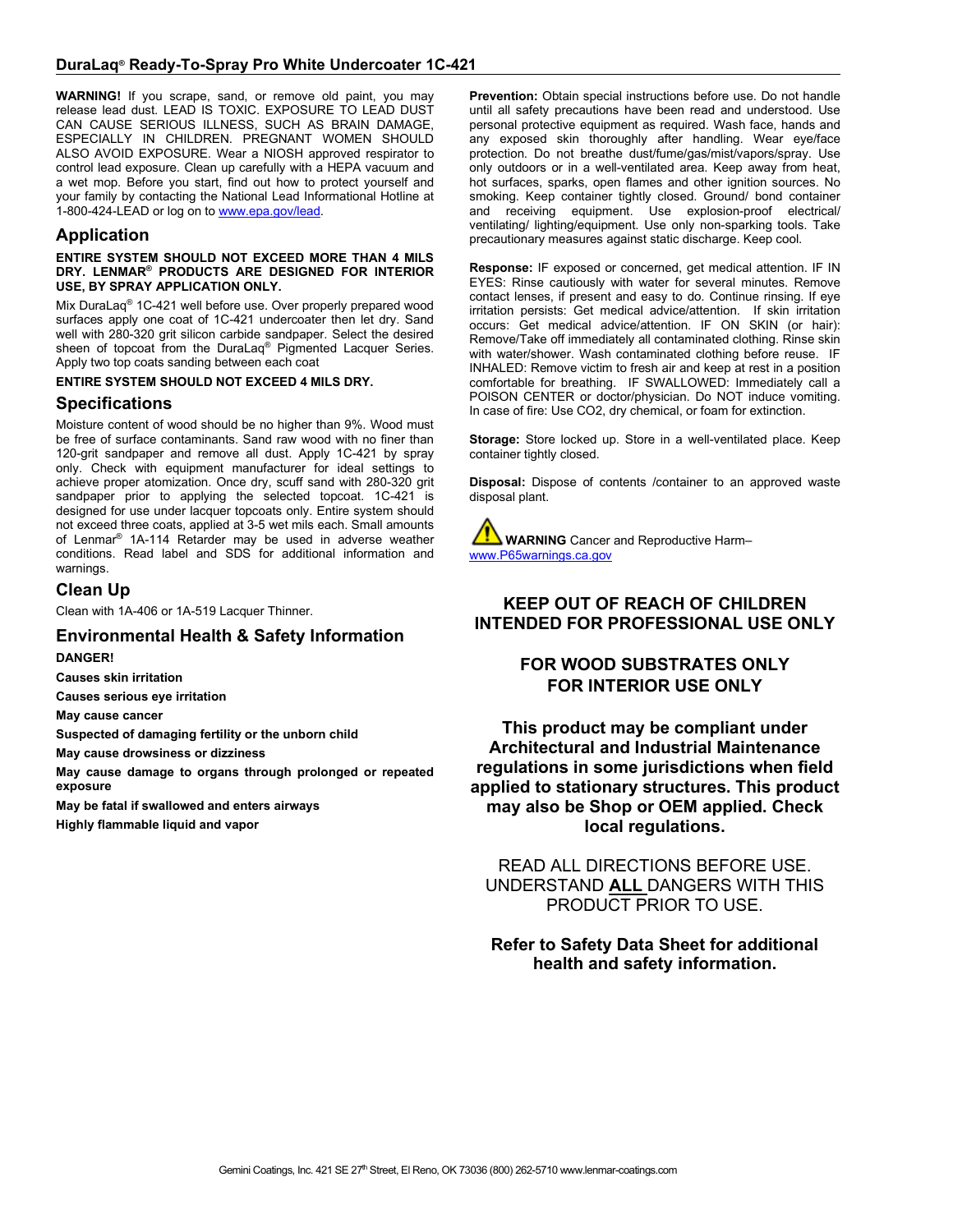# DuraLaq® Ready-To-Spray Pro White Undercoater 1C-421

**WARNING!** If you scrape, sand, or remove old paint, you may release lead dust. LEAD IS TOXIC. EXPOSURE TO LEAD DUST CAN CAUSE SERIOUS ILLNESS, SUCH AS BRAIN DAMAGE, ESPECIALLY IN CHILDREN. PREGNANT WOMEN SHOULD ALSO AVOID EXPOSURE. Wear a NIOSH approved respirator to control lead exposure. Clean up carefully with a HEPA vacuum and a wet mop. Before you start, find out how to protect yourself and your family by contacting the National Lead Informational Hotline at 1-800-424-LEAD or log on to www.epa.gov/lead.

## Application

**ENTIRE SYSTEM SHOULD NOT EXCEED MORE THAN 4 MILS DRY. LENMAR® PRODUCTS ARE DESIGNED FOR INTERIOR USE, BY SPRAY APPLICATION ONLY.**

Mix DuraLaq® 1C-421 well before use. Over properly prepared wood surfaces apply one coat of 1C-421 undercoater then let dry. Sand well with 280-320 grit silicon carbide sandpaper. Select the desired sheen of topcoat from the DuraLaq® Pigmented Lacquer Series. Apply two top coats sanding between each coat

**ENTIRE SYSTEM SHOULD NOT EXCEED 4 MILS DRY.**

## Specifications

Moisture content of wood should be no higher than 9%. Wood must be free of surface contaminants. Sand raw wood with no finer than 120-grit sandpaper and remove all dust. Apply 1C-421 by spray only. Check with equipment manufacturer for ideal settings to achieve proper atomization. Once dry, scuff sand with 280-320 grit sandpaper prior to applying the selected topcoat. 1C-421 is designed for use under lacquer topcoats only. Entire system should not exceed three coats, applied at 3-5 wet mils each. Small amounts of Lenmar® 1A-114 Retarder may be used in adverse weather conditions. Read label and SDS for additional information and warnings.

## Clean Up

Clean with 1A-406 or 1A-519 Lacquer Thinner.

## Environmental Health & Safety Information

**DANGER!**

**Causes skin irritation**

**Causes serious eye irritation**

**May cause cancer**

**Suspected of damaging fertility or the unborn child**

**May cause drowsiness or dizziness**

**May cause damage to organs through prolonged or repeated exposure**

**May be fatal if swallowed and enters airways**

**Highly flammable liquid and vapor**

**Prevention:** Obtain special instructions before use. Do not handle until all safety precautions have been read and understood. Use personal protective equipment as required. Wash face, hands and any exposed skin thoroughly after handling. Wear eye/face protection. Do not breathe dust/fume/gas/mist/vapors/spray. Use only outdoors or in a well-ventilated area. Keep away from heat, hot surfaces, sparks, open flames and other ignition sources. No smoking. Keep container tightly closed. Ground/ bond container and receiving equipment. Use explosion-proof electrical/ ventilating/ lighting/equipment. Use only non-sparking tools. Take precautionary measures against static discharge. Keep cool.

**Response:** IF exposed or concerned, get medical attention. IF IN EYES: Rinse cautiously with water for several minutes. Remove contact lenses, if present and easy to do. Continue rinsing. If eye irritation persists: Get medical advice/attention. If skin irritation occurs: Get medical advice/attention. IF ON SKIN (or hair): Remove/Take off immediately all contaminated clothing. Rinse skin with water/shower. Wash contaminated clothing before reuse. IF INHALED: Remove victim to fresh air and keep at rest in a position comfortable for breathing. IF SWALLOWED: Immediately call a POISON CENTER or doctor/physician. Do NOT induce vomiting. In case of fire: Use CO2, dry chemical, or foam for extinction.

**Storage:** Store locked up. Store in a well-ventilated place. Keep container tightly closed.

**Disposal:** Dispose of contents /container to an approved waste disposal plant.

**WARNING** Cancer and Reproductive Harm– www.P65warnings.ca.gov

**KEEP OUT OF REACH OF CHILDREN**
**INTENDED FOR PROFESSIONAL USE ONLY**

**FOR WOOD SUBSTRATES ONLY**
**FOR INTERIOR USE ONLY**

**This product may be compliant under Architectural and Industrial Maintenance regulations in some jurisdictions when field applied to stationary structures. This product may also be Shop or OEM applied. Check local regulations.**

READ ALL DIRECTIONS BEFORE USE. UNDERSTAND **ALL** DANGERS WITH THIS PRODUCT PRIOR TO USE.

**Refer to Safety Data Sheet for additional health and safety information.**

Gemini Coatings, Inc. 421 SE 27th Street, El Reno, OK 73036 (800) 262-5710 www.lenmar-coatings.com